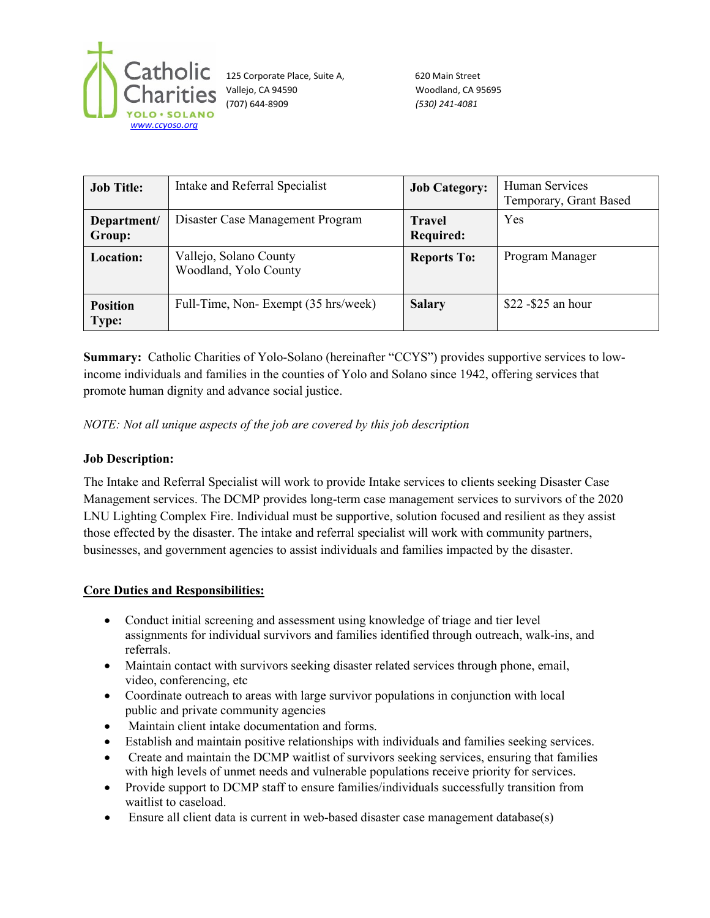Catholic Charities YOLO • SOLANO
www.ccyoso.org

125 Corporate Place, Suite A,
Vallejo, CA 94590
(707) 644-8909

620 Main Street
Woodland, CA 95695
*(530) 241-4081*

| **Job Title:** | Intake and Referral Specialist | **Job Category:** | Human Services<br>Temporary, Grant Based |
|---|---|---|---|
| **Department/ Group:** | Disaster Case Management Program | **Travel Required:** | Yes |
| **Location:** | Vallejo, Solano County<br>Woodland, Yolo County | **Reports To:** | Program Manager |
| **Position Type:** | Full-Time, Non- Exempt (35 hrs/week) | **Salary** | $22 -$25 an hour |

**Summary:** Catholic Charities of Yolo-Solano (hereinafter "CCYS") provides supportive services to low-income individuals and families in the counties of Yolo and Solano since 1942, offering services that promote human dignity and advance social justice.

*NOTE: Not all unique aspects of the job are covered by this job description*

**Job Description:**

The Intake and Referral Specialist will work to provide Intake services to clients seeking Disaster Case Management services. The DCMP provides long-term case management services to survivors of the 2020 LNU Lighting Complex Fire. Individual must be supportive, solution focused and resilient as they assist those effected by the disaster. The intake and referral specialist will work with community partners, businesses, and government agencies to assist individuals and families impacted by the disaster.

**Core Duties and Responsibilities:**

- Conduct initial screening and assessment using knowledge of triage and tier level assignments for individual survivors and families identified through outreach, walk-ins, and referrals.
- Maintain contact with survivors seeking disaster related services through phone, email, video, conferencing, etc
- Coordinate outreach to areas with large survivor populations in conjunction with local public and private community agencies
- Maintain client intake documentation and forms.
- Establish and maintain positive relationships with individuals and families seeking services.
- Create and maintain the DCMP waitlist of survivors seeking services, ensuring that families with high levels of unmet needs and vulnerable populations receive priority for services.
- Provide support to DCMP staff to ensure families/individuals successfully transition from waitlist to caseload.
- Ensure all client data is current in web-based disaster case management database(s)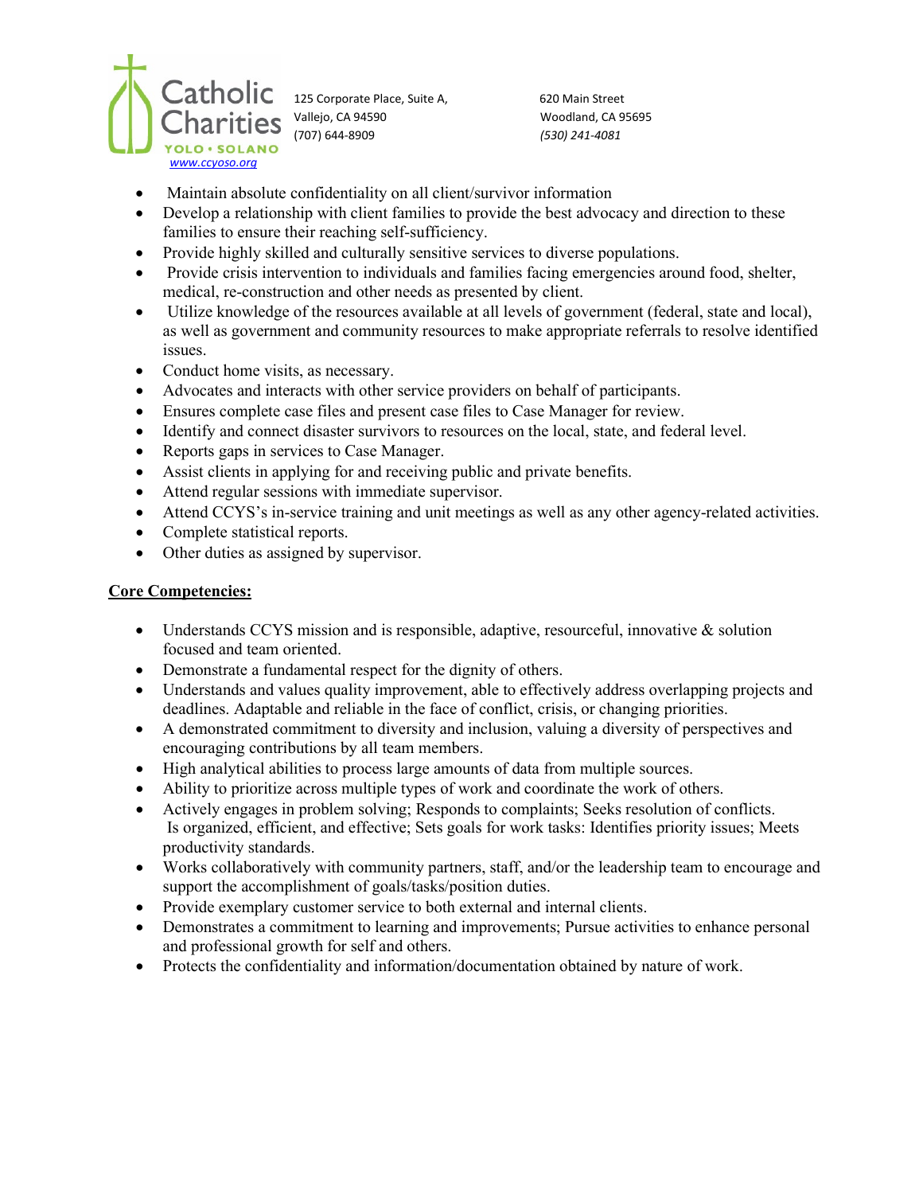- Maintain absolute confidentiality on all client/survivor information
- Develop a relationship with client families to provide the best advocacy and direction to these families to ensure their reaching self-sufficiency.
- Provide highly skilled and culturally sensitive services to diverse populations.
- Provide crisis intervention to individuals and families facing emergencies around food, shelter, medical, re-construction and other needs as presented by client.
- Utilize knowledge of the resources available at all levels of government (federal, state and local), as well as government and community resources to make appropriate referrals to resolve identified issues.
- Conduct home visits, as necessary.
- Advocates and interacts with other service providers on behalf of participants.
- Ensures complete case files and present case files to Case Manager for review.
- Identify and connect disaster survivors to resources on the local, state, and federal level.
- Reports gaps in services to Case Manager.
- Assist clients in applying for and receiving public and private benefits.
- Attend regular sessions with immediate supervisor.
- Attend CCYS's in-service training and unit meetings as well as any other agency-related activities.
- Complete statistical reports.
- Other duties as assigned by supervisor.

**Core Competencies:**

- Understands CCYS mission and is responsible, adaptive, resourceful, innovative & solution focused and team oriented.
- Demonstrate a fundamental respect for the dignity of others.
- Understands and values quality improvement, able to effectively address overlapping projects and deadlines. Adaptable and reliable in the face of conflict, crisis, or changing priorities.
- A demonstrated commitment to diversity and inclusion, valuing a diversity of perspectives and encouraging contributions by all team members.
- High analytical abilities to process large amounts of data from multiple sources.
- Ability to prioritize across multiple types of work and coordinate the work of others.
- Actively engages in problem solving; Responds to complaints; Seeks resolution of conflicts. Is organized, efficient, and effective; Sets goals for work tasks: Identifies priority issues; Meets productivity standards.
- Works collaboratively with community partners, staff, and/or the leadership team to encourage and support the accomplishment of goals/tasks/position duties.
- Provide exemplary customer service to both external and internal clients.
- Demonstrates a commitment to learning and improvements; Pursue activities to enhance personal and professional growth for self and others.
- Protects the confidentiality and information/documentation obtained by nature of work.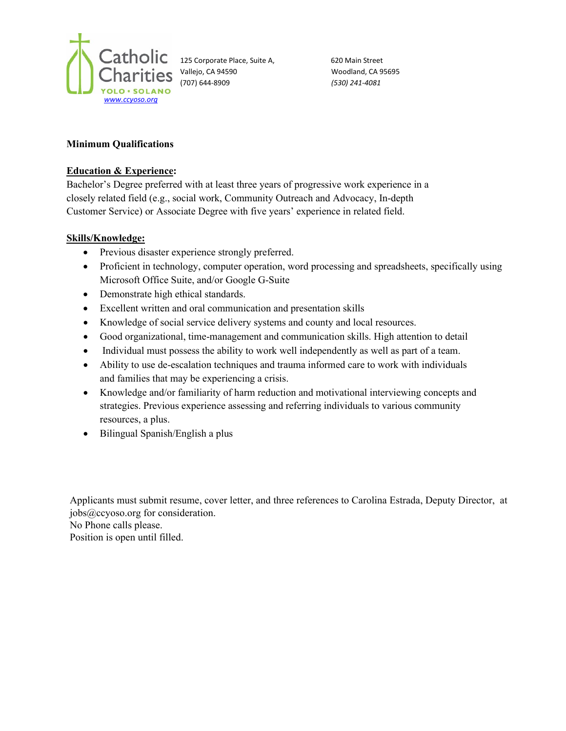Catholic Charities YOLO • SOLANO
www.ccyoso.org

125 Corporate Place, Suite A,
Vallejo, CA 94590
(707) 644-8909

620 Main Street
Woodland, CA 95695
*(530) 241-4081*

**Minimum Qualifications**

**Education & Experience:**
Bachelor's Degree preferred with at least three years of progressive work experience in a closely related field (e.g., social work, Community Outreach and Advocacy, In-depth Customer Service) or Associate Degree with five years' experience in related field.

**Skills/Knowledge:**

- Previous disaster experience strongly preferred.
- Proficient in technology, computer operation, word processing and spreadsheets, specifically using Microsoft Office Suite, and/or Google G-Suite
- Demonstrate high ethical standards.
- Excellent written and oral communication and presentation skills
- Knowledge of social service delivery systems and county and local resources.
- Good organizational, time-management and communication skills. High attention to detail
- Individual must possess the ability to work well independently as well as part of a team.
- Ability to use de-escalation techniques and trauma informed care to work with individuals and families that may be experiencing a crisis.
- Knowledge and/or familiarity of harm reduction and motivational interviewing concepts and strategies. Previous experience assessing and referring individuals to various community resources, a plus.
- Bilingual Spanish/English a plus

Applicants must submit resume, cover letter, and three references to Carolina Estrada, Deputy Director, at jobs@ccyoso.org for consideration.
No Phone calls please.
Position is open until filled.